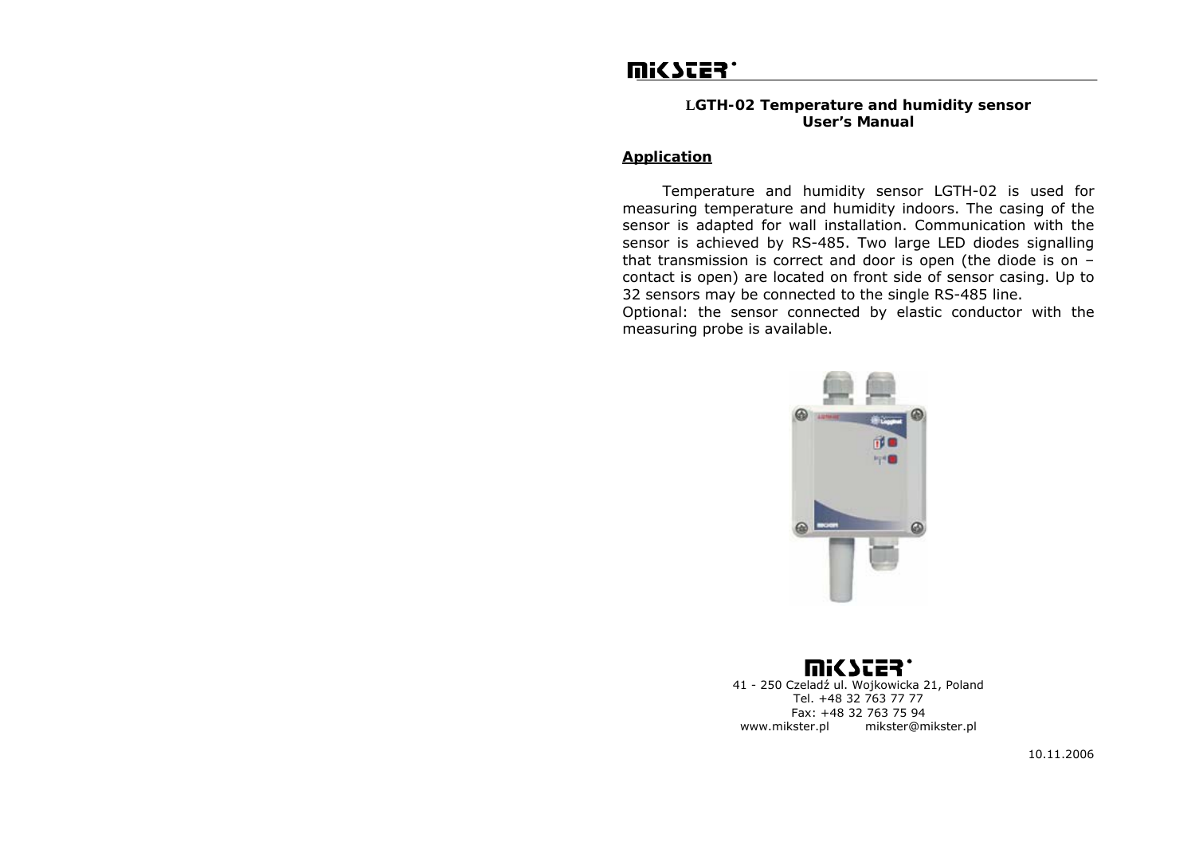MIKSTER

# LGTH-02 Temperature and humidity sensor
## User's Manual

**Application**

Temperature and humidity sensor LGTH-02 is used for measuring temperature and humidity indoors. The casing of the sensor is adapted for wall installation. Communication with the sensor is achieved by RS-485. Two large LED diodes signalling that transmission is correct and door is open (the diode is on – contact is open) are located on front side of sensor casing. Up to 32 sensors may be connected to the single RS-485 line.
Optional: the sensor connected by elastic conductor with the measuring probe is available.

MIKSTER
41 - 250 Czeladź ul. Wojkowicka 21, Poland
Tel. +48 32 763 77 77
Fax: +48 32 763 75 94
www.mikster.pl mikster@mikster.pl

10.11.2006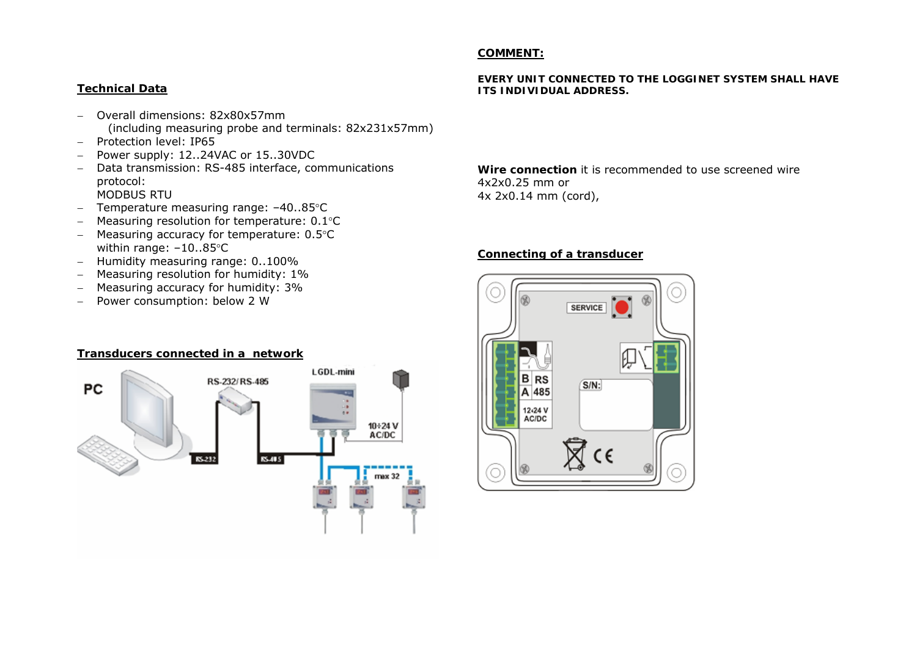## Technical Data

- Overall dimensions: 82x80x57mm
  (including measuring probe and terminals: 82x231x57mm)
- Protection level: IP65
- Power supply: 12..24VAC or 15..30VDC
- Data transmission: RS-485 interface, communications protocol:
  MODBUS RTU
- Temperature measuring range: –40..85°C
- Measuring resolution for temperature: 0.1°C
- Measuring accuracy for temperature: 0.5°C
  within range: –10..85°C
- Humidity measuring range: 0..100%
- Measuring resolution for humidity: 1%
- Measuring accuracy for humidity: 3%
- Power consumption: below 2 W

## Transducers connected in a network

PC

RS-232/RS-485

LGDL-mini

10÷24 V
AC/DC

RS-232

RS-485

max 32

## COMMENT:

**EVERY UNIT CONNECTED TO THE LOGGINET SYSTEM SHALL HAVE ITS INDIVIDUAL ADDRESS.**

**Wire connection** it is recommended to use screened wire
4x2x0.25 mm or
4x 2x0.14 mm (cord),

## Connecting of a transducer

SERVICE

B RS
A 485

12÷24 V
AC/DC

S/N: